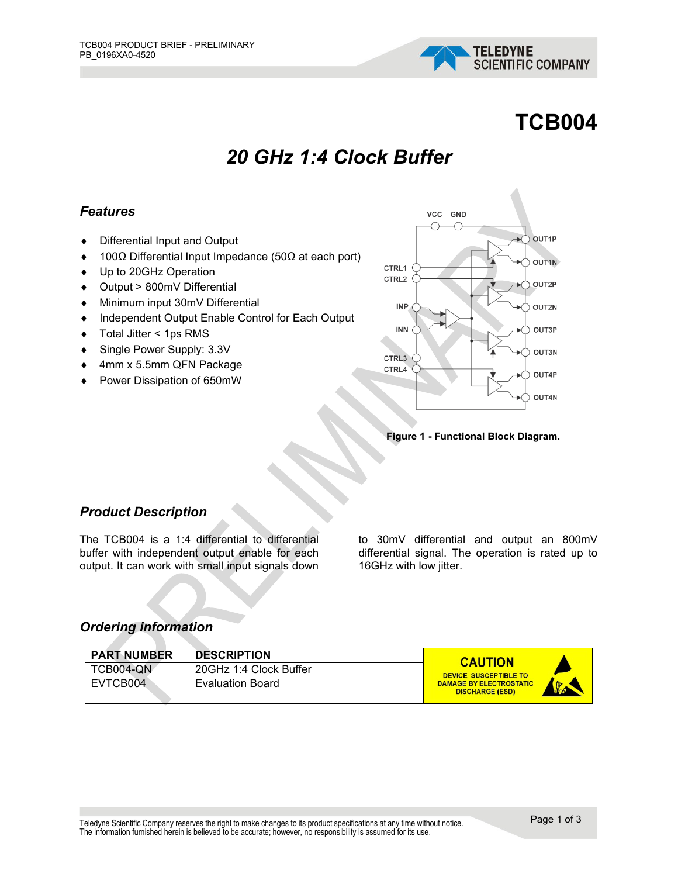# TCB004

## *20 GHz 1:4 Clock Buffer*

### *Features*

- Differential Input and Output
- 100Ω Differential Input Impedance (50Ω at each port)
- Up to 20GHz Operation
- Output > 800mV Differential
- Minimum input 30mV Differential
- Independent Output Enable Control for Each Output
- Total Jitter < 1ps RMS
- Single Power Supply: 3.3V
- 4mm x 5.5mm QFN Package
- Power Dissipation of 650mW

**Figure 1 - Functional Block Diagram.**

### *Product Description*

The TCB004 is a 1:4 differential to differential buffer with independent output enable for each output. It can work with small input signals down to 30mV differential and output an 800mV differential signal. The operation is rated up to 16GHz with low jitter.

### *Ordering information*

| PART NUMBER | DESCRIPTION |
|---|---|
| TCB004-QN | 20GHz 1:4 Clock Buffer |
| EVTCB004 | Evaluation Board |
| | |

**CAUTION**
DEVICE SUSCEPTIBLE TO DAMAGE BY ELECTROSTATIC DISCHARGE (ESD)

Teledyne Scientific Company reserves the right to make changes to its product specifications at any time without notice.
The information furnished herein is believed to be accurate; however, no responsibility is assumed for its use.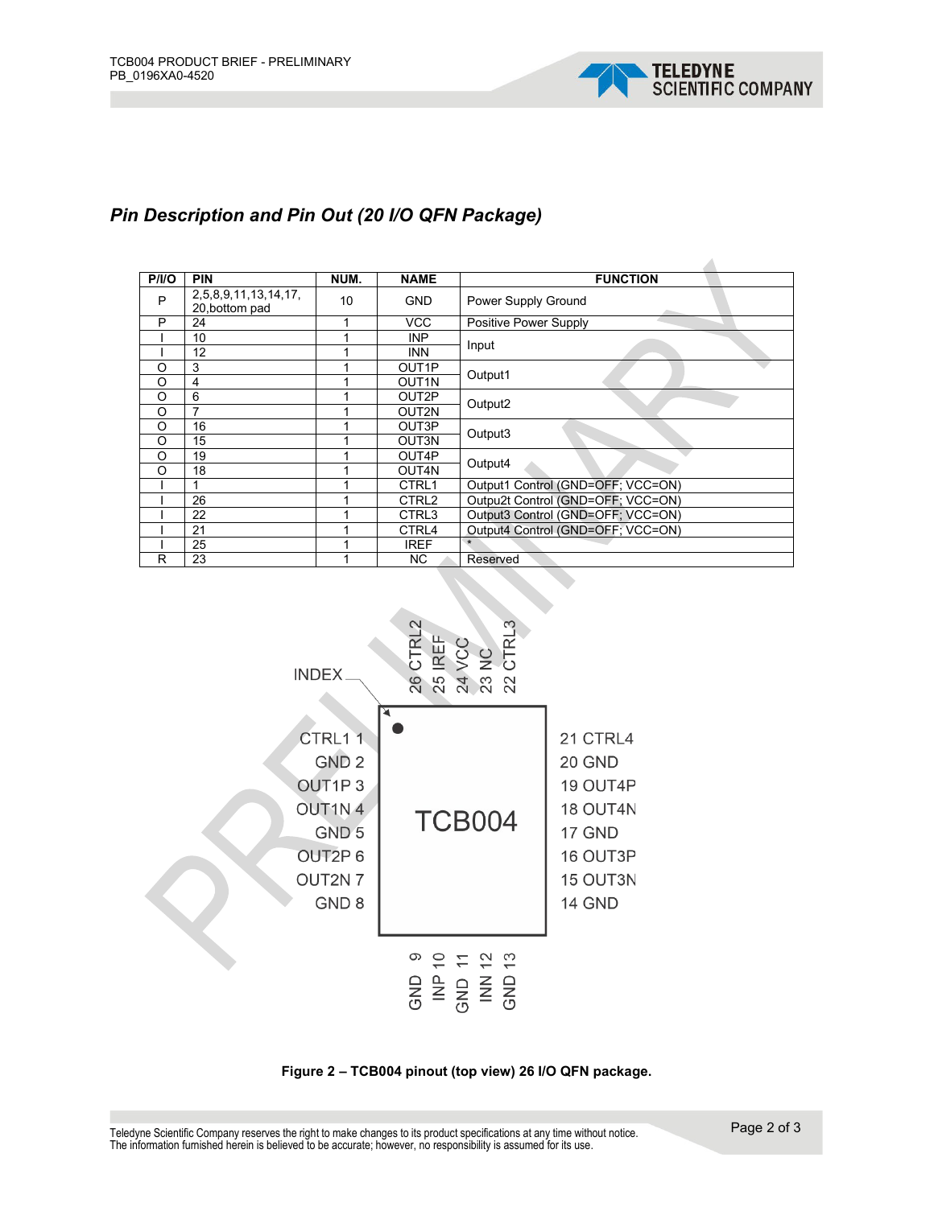## Pin Description and Pin Out (20 I/O QFN Package)

| P/I/O | PIN | NUM. | NAME | FUNCTION |
|---|---|---|---|---|
| P | 2,5,8,9,11,13,14,17, 20,bottom pad | 10 | GND | Power Supply Ground |
| P | 24 | 1 | VCC | Positive Power Supply |
| I | 10 | 1 | INP | Input |
| I | 12 | 1 | INN | |
| O | 3 | 1 | OUT1P | Output1 |
| O | 4 | 1 | OUT1N | |
| O | 6 | 1 | OUT2P | Output2 |
| O | 7 | 1 | OUT2N | |
| O | 16 | 1 | OUT3P | Output3 |
| O | 15 | 1 | OUT3N | |
| O | 19 | 1 | OUT4P | Output4 |
| O | 18 | 1 | OUT4N | |
| I | 1 | 1 | CTRL1 | Output1 Control (GND=OFF; VCC=ON) |
| I | 26 | 1 | CTRL2 | Outpu2t Control (GND=OFF; VCC=ON) |
| I | 22 | 1 | CTRL3 | Output3 Control (GND=OFF; VCC=ON) |
| I | 21 | 1 | CTRL4 | Output4 Control (GND=OFF; VCC=ON) |
| I | 25 | 1 | IREF | * |
| R | 23 | 1 | NC | Reserved |

INDEX

26 CTRL2, 25 IREF, 24 VCC, 23 NC, 22 CTRL3

CTRL1 1, GND 2, OUT1P 3, OUT1N 4, GND 5, OUT2P 6, OUT2N 7, GND 8

TCB004

21 CTRL4, 20 GND, 19 OUT4P, 18 OUT4N, 17 GND, 16 OUT3P, 15 OUT3N, 14 GND

GND 9, INP 10, GND 11, INN 12, GND 13

**Figure 2 – TCB004 pinout (top view) 26 I/O QFN package.**

Teledyne Scientific Company reserves the right to make changes to its product specifications at any time without notice.
The information furnished herein is believed to be accurate; however, no responsibility is assumed for its use.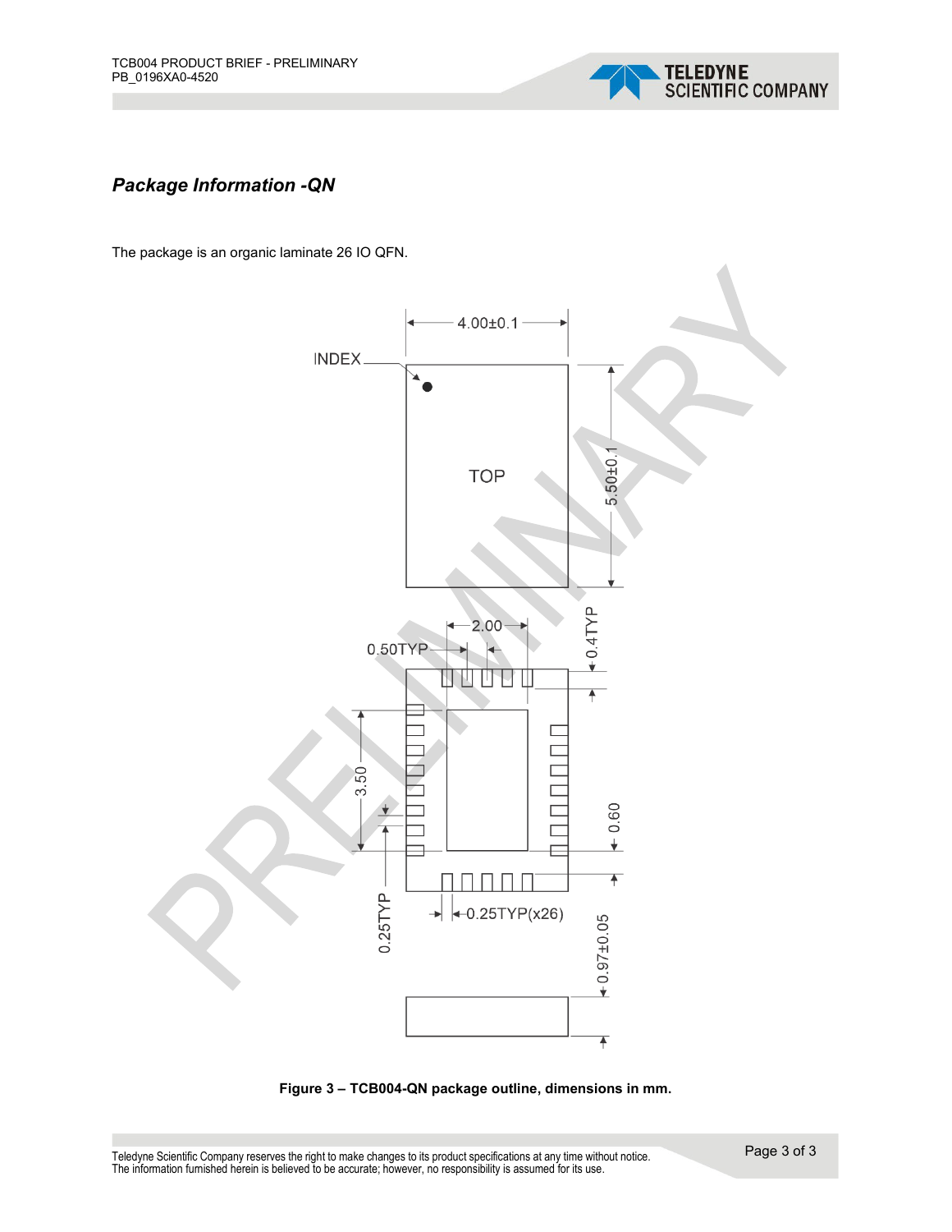## *Package Information -QN*

The package is an organic laminate 26 IO QFN.

4.00±0.1

INDEX

TOP

5.50±0.1

2.00

0.50TYP

0.4TYP

3.50

0.60

0.25TYP

0.25TYP(x26)

0.97±0.05

**Figure 3 – TCB004-QN package outline, dimensions in mm.**

Teledyne Scientific Company reserves the right to make changes to its product specifications at any time without notice.
The information furnished herein is believed to be accurate; however, no responsibility is assumed for its use.